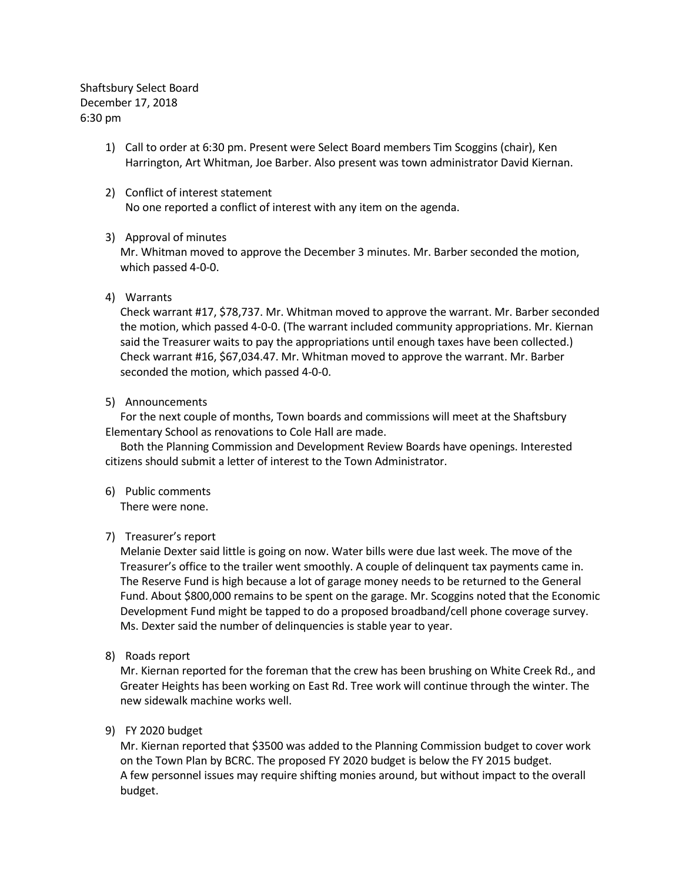Shaftsbury Select Board
December 17, 2018
6:30 pm

1) Call to order at 6:30 pm. Present were Select Board members Tim Scoggins (chair), Ken Harrington, Art Whitman, Joe Barber. Also present was town administrator David Kiernan.

2) Conflict of interest statement
   No one reported a conflict of interest with any item on the agenda.

3) Approval of minutes
   Mr. Whitman moved to approve the December 3 minutes. Mr. Barber seconded the motion, which passed 4-0-0.

4) Warrants
   Check warrant #17, $78,737. Mr. Whitman moved to approve the warrant. Mr. Barber seconded the motion, which passed 4-0-0. (The warrant included community appropriations. Mr. Kiernan said the Treasurer waits to pay the appropriations until enough taxes have been collected.)
   Check warrant #16, $67,034.47. Mr. Whitman moved to approve the warrant. Mr. Barber seconded the motion, which passed 4-0-0.

5) Announcements
   For the next couple of months, Town boards and commissions will meet at the Shaftsbury Elementary School as renovations to Cole Hall are made.
   Both the Planning Commission and Development Review Boards have openings. Interested citizens should submit a letter of interest to the Town Administrator.

6) Public comments
   There were none.

7) Treasurer's report
   Melanie Dexter said little is going on now. Water bills were due last week. The move of the Treasurer's office to the trailer went smoothly. A couple of delinquent tax payments came in. The Reserve Fund is high because a lot of garage money needs to be returned to the General Fund. About $800,000 remains to be spent on the garage. Mr. Scoggins noted that the Economic Development Fund might be tapped to do a proposed broadband/cell phone coverage survey. Ms. Dexter said the number of delinquencies is stable year to year.

8) Roads report
   Mr. Kiernan reported for the foreman that the crew has been brushing on White Creek Rd., and Greater Heights has been working on East Rd. Tree work will continue through the winter. The new sidewalk machine works well.

9) FY 2020 budget
   Mr. Kiernan reported that $3500 was added to the Planning Commission budget to cover work on the Town Plan by BCRC. The proposed FY 2020 budget is below the FY 2015 budget.
   A few personnel issues may require shifting monies around, but without impact to the overall budget.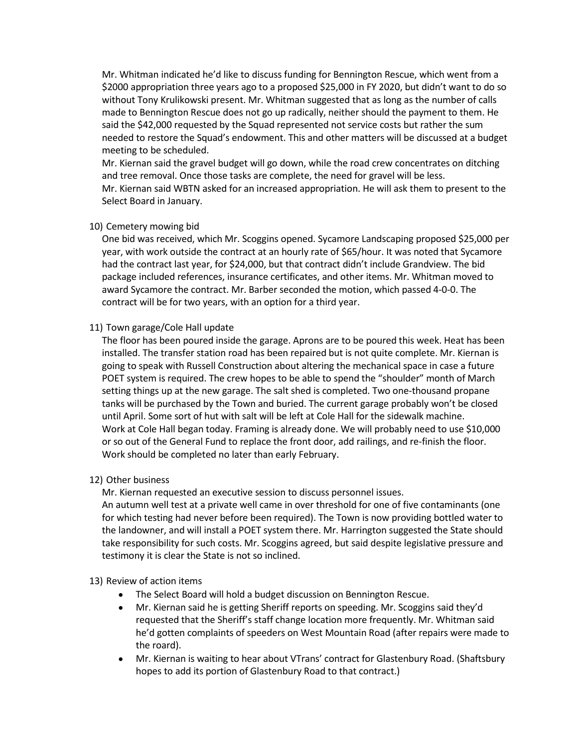Mr. Whitman indicated he'd like to discuss funding for Bennington Rescue, which went from a $2000 appropriation three years ago to a proposed $25,000 in FY 2020, but didn't want to do so without Tony Krulikowski present. Mr. Whitman suggested that as long as the number of calls made to Bennington Rescue does not go up radically, neither should the payment to them. He said the $42,000 requested by the Squad represented not service costs but rather the sum needed to restore the Squad's endowment. This and other matters will be discussed at a budget meeting to be scheduled.

Mr. Kiernan said the gravel budget will go down, while the road crew concentrates on ditching and tree removal. Once those tasks are complete, the need for gravel will be less.

Mr. Kiernan said WBTN asked for an increased appropriation. He will ask them to present to the Select Board in January.

10) Cemetery mowing bid

One bid was received, which Mr. Scoggins opened. Sycamore Landscaping proposed $25,000 per year, with work outside the contract at an hourly rate of $65/hour. It was noted that Sycamore had the contract last year, for $24,000, but that contract didn't include Grandview. The bid package included references, insurance certificates, and other items. Mr. Whitman moved to award Sycamore the contract. Mr. Barber seconded the motion, which passed 4-0-0. The contract will be for two years, with an option for a third year.

11) Town garage/Cole Hall update

The floor has been poured inside the garage. Aprons are to be poured this week. Heat has been installed. The transfer station road has been repaired but is not quite complete. Mr. Kiernan is going to speak with Russell Construction about altering the mechanical space in case a future POET system is required. The crew hopes to be able to spend the "shoulder" month of March setting things up at the new garage. The salt shed is completed. Two one-thousand propane tanks will be purchased by the Town and buried. The current garage probably won't be closed until April. Some sort of hut with salt will be left at Cole Hall for the sidewalk machine.

Work at Cole Hall began today. Framing is already done. We will probably need to use $10,000 or so out of the General Fund to replace the front door, add railings, and re-finish the floor. Work should be completed no later than early February.

12) Other business

Mr. Kiernan requested an executive session to discuss personnel issues.

An autumn well test at a private well came in over threshold for one of five contaminants (one for which testing had never before been required). The Town is now providing bottled water to the landowner, and will install a POET system there. Mr. Harrington suggested the State should take responsibility for such costs. Mr. Scoggins agreed, but said despite legislative pressure and testimony it is clear the State is not so inclined.

13) Review of action items

- The Select Board will hold a budget discussion on Bennington Rescue.
- Mr. Kiernan said he is getting Sheriff reports on speeding. Mr. Scoggins said they'd requested that the Sheriff's staff change location more frequently. Mr. Whitman said he'd gotten complaints of speeders on West Mountain Road (after repairs were made to the roard).
- Mr. Kiernan is waiting to hear about VTrans' contract for Glastenbury Road. (Shaftsbury hopes to add its portion of Glastenbury Road to that contract.)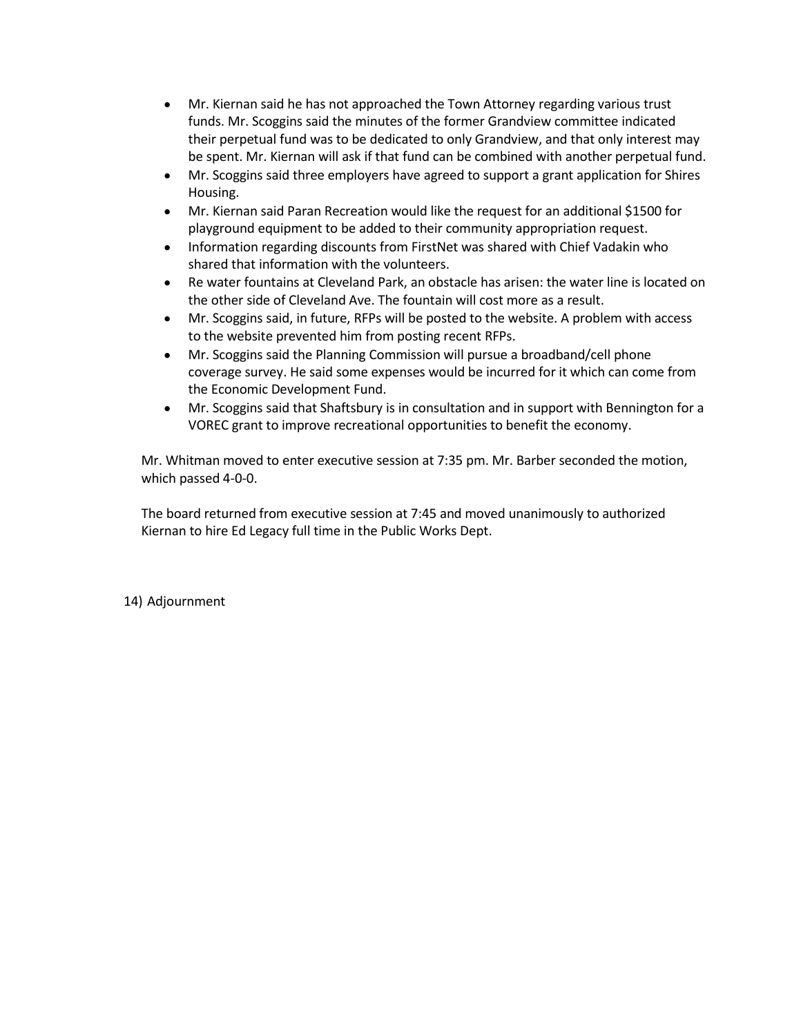- Mr. Kiernan said he has not approached the Town Attorney regarding various trust funds. Mr. Scoggins said the minutes of the former Grandview committee indicated their perpetual fund was to be dedicated to only Grandview, and that only interest may be spent. Mr. Kiernan will ask if that fund can be combined with another perpetual fund.
- Mr. Scoggins said three employers have agreed to support a grant application for Shires Housing.
- Mr. Kiernan said Paran Recreation would like the request for an additional $1500 for playground equipment to be added to their community appropriation request.
- Information regarding discounts from FirstNet was shared with Chief Vadakin who shared that information with the volunteers.
- Re water fountains at Cleveland Park, an obstacle has arisen: the water line is located on the other side of Cleveland Ave. The fountain will cost more as a result.
- Mr. Scoggins said, in future, RFPs will be posted to the website. A problem with access to the website prevented him from posting recent RFPs.
- Mr. Scoggins said the Planning Commission will pursue a broadband/cell phone coverage survey. He said some expenses would be incurred for it which can come from the Economic Development Fund.
- Mr. Scoggins said that Shaftsbury is in consultation and in support with Bennington for a VOREC grant to improve recreational opportunities to benefit the economy.

Mr. Whitman moved to enter executive session at 7:35 pm. Mr. Barber seconded the motion, which passed 4-0-0.

The board returned from executive session at 7:45 and moved unanimously to authorized Kiernan to hire Ed Legacy full time in the Public Works Dept.

14) Adjournment